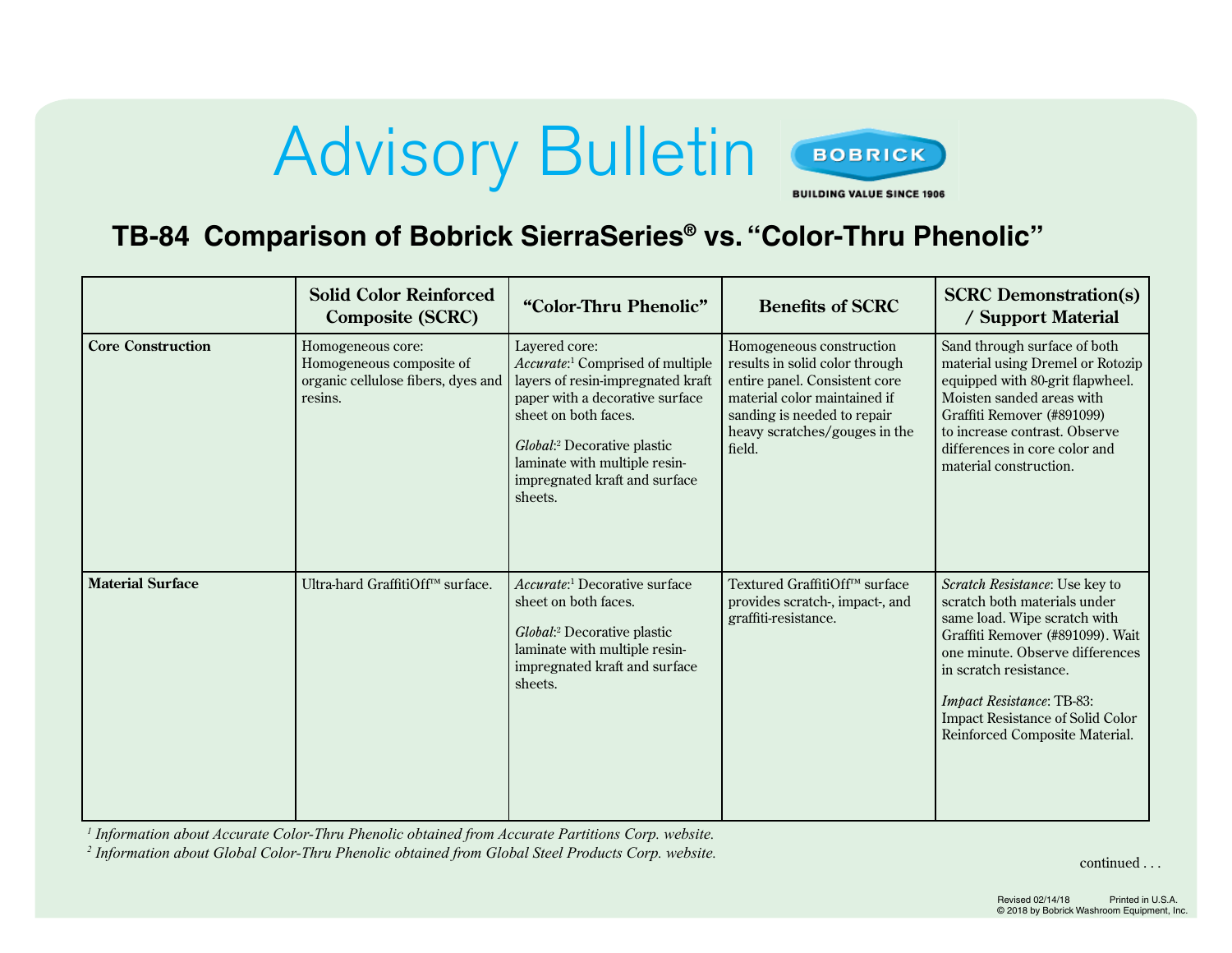# Advisory Bulletin

BOBRICK
BUILDING VALUE SINCE 1906

## TB-84 Comparison of Bobrick SierraSeries® vs. "Color-Thru Phenolic"

| | Solid Color Reinforced Composite (SCRC) | "Color-Thru Phenolic" | Benefits of SCRC | SCRC Demonstration(s) / Support Material |
|---|---|---|---|---|
| **Core Construction** | Homogeneous core: Homogeneous composite of organic cellulose fibers, dyes and resins. | Layered core: *Accurate*:[1] Comprised of multiple layers of resin-impregnated kraft paper with a decorative surface sheet on both faces. *Global*:[2] Decorative plastic laminate with multiple resin-impregnated kraft and surface sheets. | Homogeneous construction results in solid color through entire panel. Consistent core material color maintained if sanding is needed to repair heavy scratches/gouges in the field. | Sand through surface of both material using Dremel or Rotozip equipped with 80-grit flapwheel. Moisten sanded areas with Graffiti Remover (#891099) to increase contrast. Observe differences in core color and material construction. |
| **Material Surface** | Ultra-hard GraffitiOff™ surface. | *Accurate*:[1] Decorative surface sheet on both faces. *Global*:[2] Decorative plastic laminate with multiple resin-impregnated kraft and surface sheets. | Textured GraffitiOff™ surface provides scratch-, impact-, and graffiti-resistance. | *Scratch Resistance*: Use key to scratch both materials under same load. Wipe scratch with Graffiti Remover (#891099). Wait one minute. Observe differences in scratch resistance. *Impact Resistance*: TB-83: Impact Resistance of Solid Color Reinforced Composite Material. |

*[1] Information about Accurate Color-Thru Phenolic obtained from Accurate Partitions Corp. website.*

*[2] Information about Global Color-Thru Phenolic obtained from Global Steel Products Corp. website.*

continued . . .

Revised 02/14/18 Printed in U.S.A.
© 2018 by Bobrick Washroom Equipment, Inc.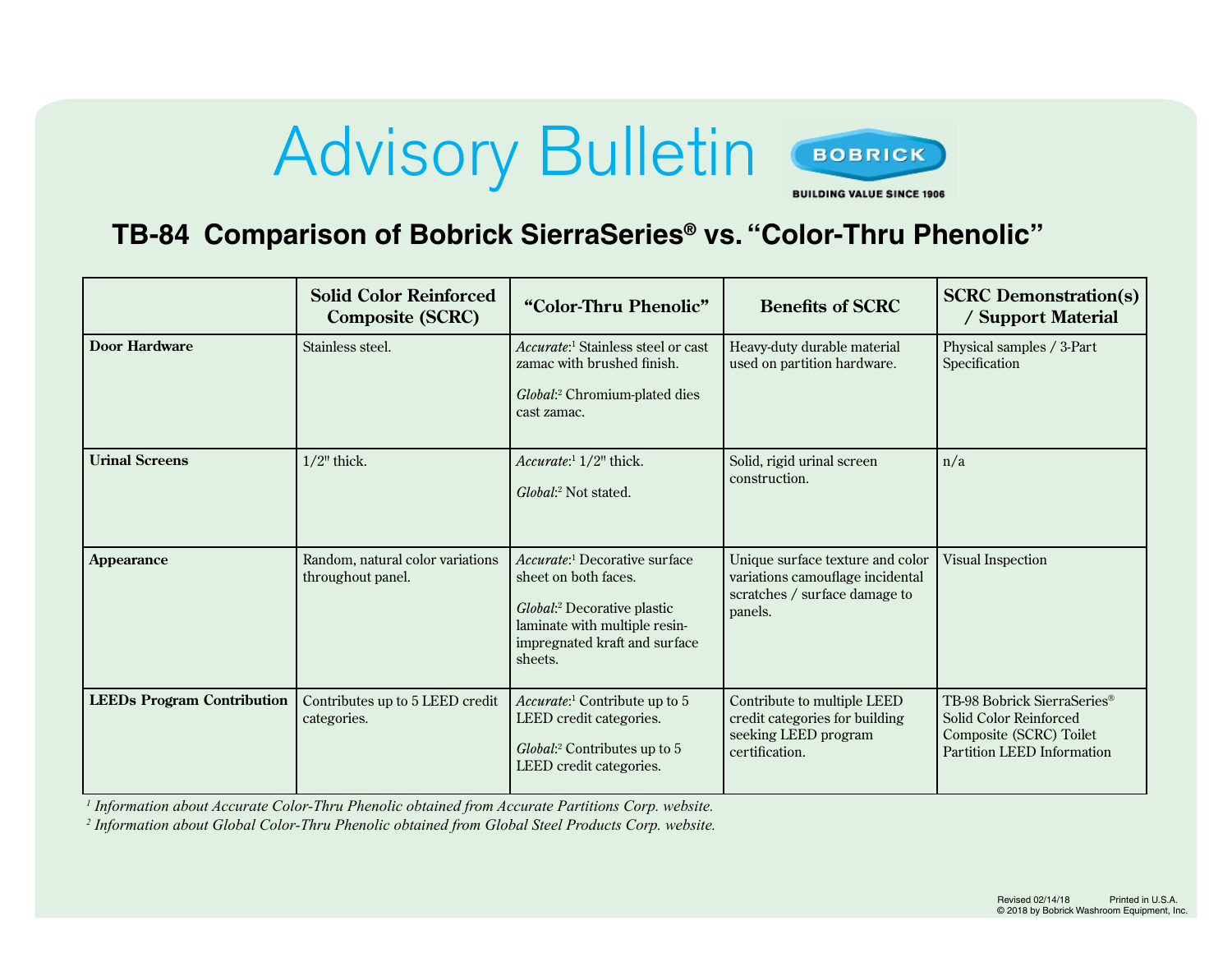# Advisory Bulletin

BOBRICK
BUILDING VALUE SINCE 1906

## TB-84 Comparison of Bobrick SierraSeries® vs. "Color-Thru Phenolic"

| | Solid Color Reinforced Composite (SCRC) | "Color-Thru Phenolic" | Benefits of SCRC | SCRC Demonstration(s) / Support Material |
|---|---|---|---|---|
| **Door Hardware** | Stainless steel. | *Accurate:*[1] Stainless steel or cast zamac with brushed finish. *Global:*[2] Chromium-plated dies cast zamac. | Heavy-duty durable material used on partition hardware. | Physical samples / 3-Part Specification |
| **Urinal Screens** | 1/2" thick. | *Accurate:*[1] 1/2" thick. *Global:*[2] Not stated. | Solid, rigid urinal screen construction. | n/a |
| **Appearance** | Random, natural color variations throughout panel. | *Accurate:*[1] Decorative surface sheet on both faces. *Global:*[2] Decorative plastic laminate with multiple resin-impregnated kraft and surface sheets. | Unique surface texture and color variations camouflage incidental scratches / surface damage to panels. | Visual Inspection |
| **LEEDs Program Contribution** | Contributes up to 5 LEED credit categories. | *Accurate:*[1] Contribute up to 5 LEED credit categories. *Global:*[2] Contributes up to 5 LEED credit categories. | Contribute to multiple LEED credit categories for building seeking LEED program certification. | TB-98 Bobrick SierraSeries® Solid Color Reinforced Composite (SCRC) Toilet Partition LEED Information |

*[1] Information about Accurate Color-Thru Phenolic obtained from Accurate Partitions Corp. website.*
*[2] Information about Global Color-Thru Phenolic obtained from Global Steel Products Corp. website.*

Revised 02/14/18 Printed in U.S.A.
© 2018 by Bobrick Washroom Equipment, Inc.